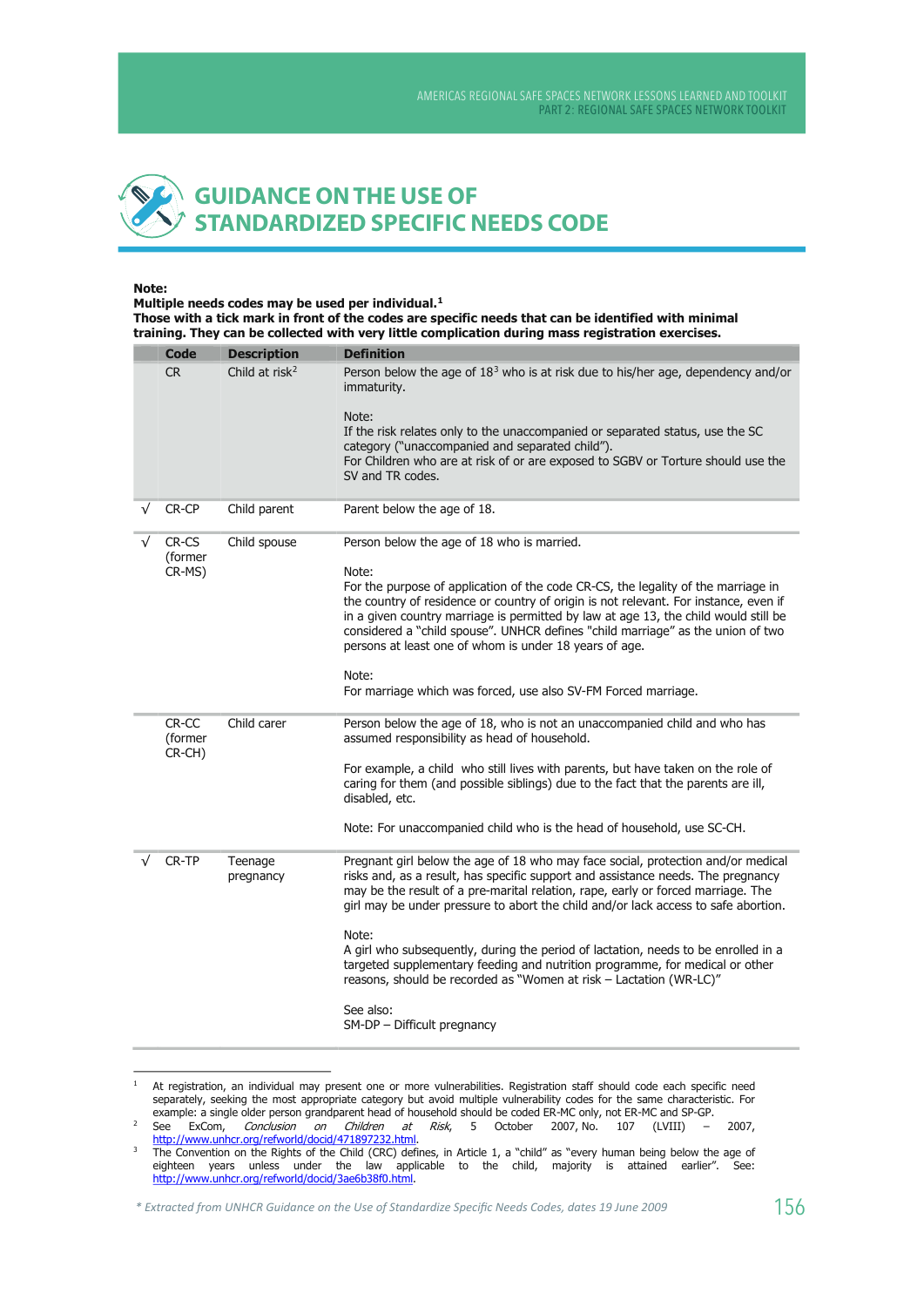# GUIDANCE ON THE USE OF STANDARDIZED SPECIFIC NEEDS CODE

**Note:**
**Multiple needs codes may be used per individual.[1]**
**Those with a tick mark in front of the codes are specific needs that can be identified with minimal training. They can be collected with very little complication during mass registration exercises.**

| | Code | Description | Definition |
|---|---|---|---|
| | CR | Child at risk[2] | Person below the age of 18[3] who is at risk due to his/her age, dependency and/or immaturity.<br><br>Note:<br>If the risk relates only to the unaccompanied or separated status, use the SC category ("unaccompanied and separated child").<br>For Children who are at risk of or are exposed to SGBV or Torture should use the SV and TR codes. |
| √ | CR-CP | Child parent | Parent below the age of 18. |
| √ | CR-CS (former CR-MS) | Child spouse | Person below the age of 18 who is married.<br><br>Note:<br>For the purpose of application of the code CR-CS, the legality of the marriage in the country of residence or country of origin is not relevant. For instance, even if in a given country marriage is permitted by law at age 13, the child would still be considered a "child spouse". UNHCR defines "child marriage" as the union of two persons at least one of whom is under 18 years of age.<br><br>Note:<br>For marriage which was forced, use also SV-FM Forced marriage. |
| | CR-CC (former CR-CH) | Child carer | Person below the age of 18, who is not an unaccompanied child and who has assumed responsibility as head of household.<br><br>For example, a child who still lives with parents, but have taken on the role of caring for them (and possible siblings) due to the fact that the parents are ill, disabled, etc.<br><br>Note: For unaccompanied child who is the head of household, use SC-CH. |
| √ | CR-TP | Teenage pregnancy | Pregnant girl below the age of 18 who may face social, protection and/or medical risks and, as a result, has specific support and assistance needs. The pregnancy may be the result of a pre-marital relation, rape, early or forced marriage. The girl may be under pressure to abort the child and/or lack access to safe abortion.<br><br>Note:<br>A girl who subsequently, during the period of lactation, needs to be enrolled in a targeted supplementary feeding and nutrition programme, for medical or other reasons, should be recorded as "Women at risk – Lactation (WR-LC)"<br><br>See also:<br>SM-DP – Difficult pregnancy |

---

[1] At registration, an individual may present one or more vulnerabilities. Registration staff should code each specific need separately, seeking the most appropriate category but avoid multiple vulnerability codes for the same characteristic. For example: a single older person grandparent head of household should be coded ER-MC only, not ER-MC and SP-GP.

[2] See ExCom, *Conclusion on Children at Risk,* 5 October 2007, No. 107 (LVIII) – 2007, http://www.unhcr.org/refworld/docid/471897232.html.

[3] The Convention on the Rights of the Child (CRC) defines, in Article 1, a "child" as "every human being below the age of eighteen years unless under the law applicable to the child, majority is attained earlier". See: http://www.unhcr.org/refworld/docid/3ae6b38f0.html.

*\* Extracted from UNHCR Guidance on the Use of Standardize Specific Needs Codes, dates 19 June 2009*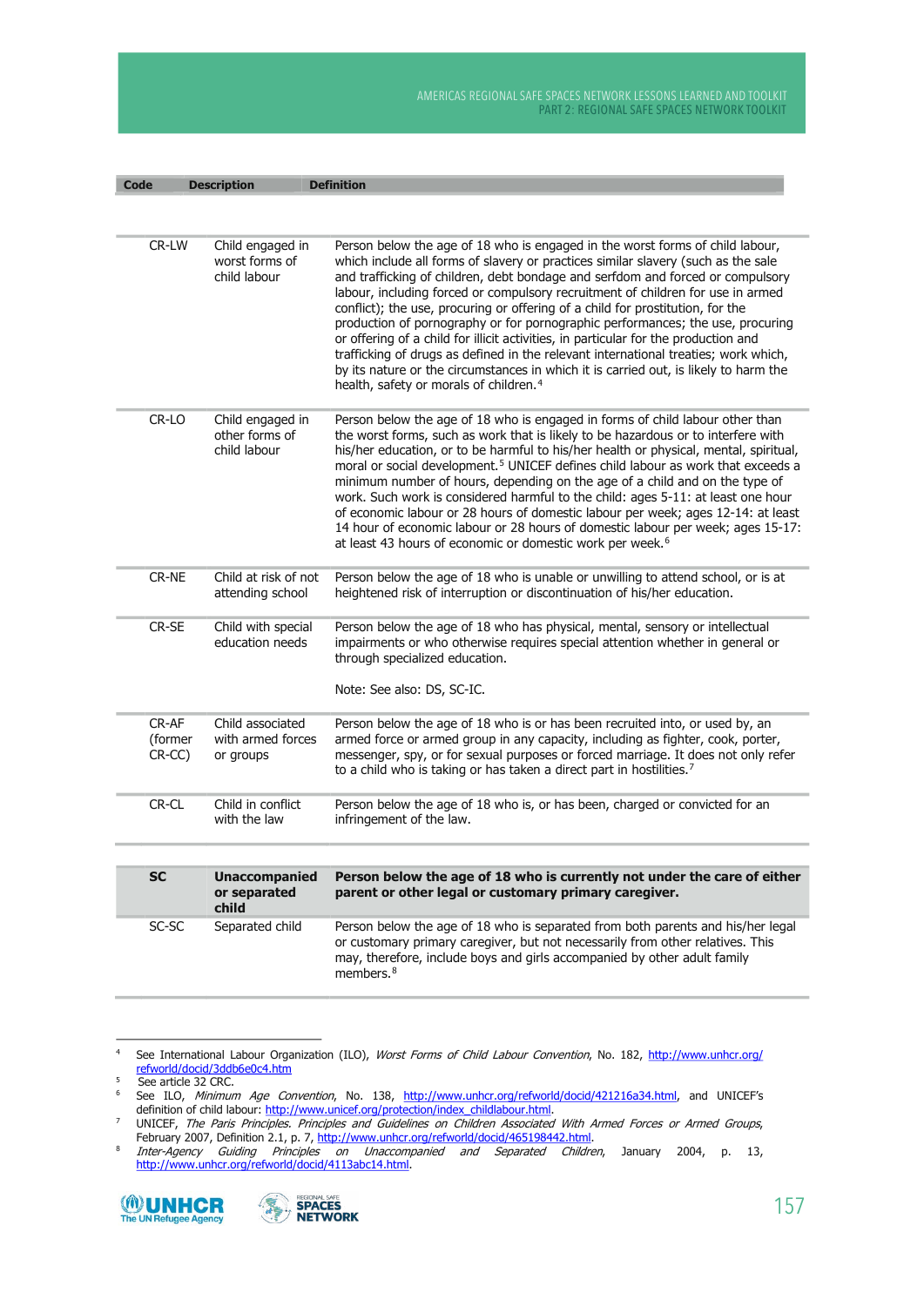| Code | Description | Definition |
|---|---|---|
| CR-LW | Child engaged in worst forms of child labour | Person below the age of 18 who is engaged in the worst forms of child labour, which include all forms of slavery or practices similar slavery (such as the sale and trafficking of children, debt bondage and serfdom and forced or compulsory labour, including forced or compulsory recruitment of children for use in armed conflict); the use, procuring or offering of a child for prostitution, for the production of pornography or for pornographic performances; the use, procuring or offering of a child for illicit activities, in particular for the production and trafficking of drugs as defined in the relevant international treaties; work which, by its nature or the circumstances in which it is carried out, is likely to harm the health, safety or morals of children.[4] |
| CR-LO | Child engaged in other forms of child labour | Person below the age of 18 who is engaged in forms of child labour other than the worst forms, such as work that is likely to be hazardous or to interfere with his/her education, or to be harmful to his/her health or physical, mental, spiritual, moral or social development.[5] UNICEF defines child labour as work that exceeds a minimum number of hours, depending on the age of a child and on the type of work. Such work is considered harmful to the child: ages 5-11: at least one hour of economic labour or 28 hours of domestic labour per week; ages 12-14: at least 14 hour of economic labour or 28 hours of domestic labour per week; ages 15-17: at least 43 hours of economic or domestic work per week.[6] |
| CR-NE | Child at risk of not attending school | Person below the age of 18 who is unable or unwilling to attend school, or is at heightened risk of interruption or discontinuation of his/her education. |
| CR-SE | Child with special education needs | Person below the age of 18 who has physical, mental, sensory or intellectual impairments or who otherwise requires special attention whether in general or through specialized education.<br><br>Note: See also: DS, SC-IC. |
| CR-AF (former CR-CC) | Child associated with armed forces or groups | Person below the age of 18 who is or has been recruited into, or used by, an armed force or armed group in any capacity, including as fighter, cook, porter, messenger, spy, or for sexual purposes or forced marriage. It does not only refer to a child who is taking or has taken a direct part in hostilities.[7] |
| CR-CL | Child in conflict with the law | Person below the age of 18 who is, or has been, charged or convicted for an infringement of the law. |
| **SC** | **Unaccompanied or separated child** | **Person below the age of 18 who is currently not under the care of either parent or other legal or customary primary caregiver.** |
| SC-SC | Separated child | Person below the age of 18 who is separated from both parents and his/her legal or customary primary caregiver, but not necessarily from other relatives. This may, therefore, include boys and girls accompanied by other adult family members.[8] |

---

[4] See International Labour Organization (ILO), *Worst Forms of Child Labour Convention*, No. 182, http://www.unhcr.org/refworld/docid/3ddb6e0c4.htm

[5] See article 32 CRC.

[6] See ILO, *Minimum Age Convention*, No. 138, http://www.unhcr.org/refworld/docid/421216a34.html, and UNICEF's definition of child labour: http://www.unicef.org/protection/index_childlabour.html.

[7] UNICEF, *The Paris Principles. Principles and Guidelines on Children Associated With Armed Forces or Armed Groups*, February 2007, Definition 2.1, p. 7, http://www.unhcr.org/refworld/docid/465198442.html.

[8] *Inter-Agency Guiding Principles on Unaccompanied and Separated Children*, January 2004, p. 13, http://www.unhcr.org/refworld/docid/4113abc14.html.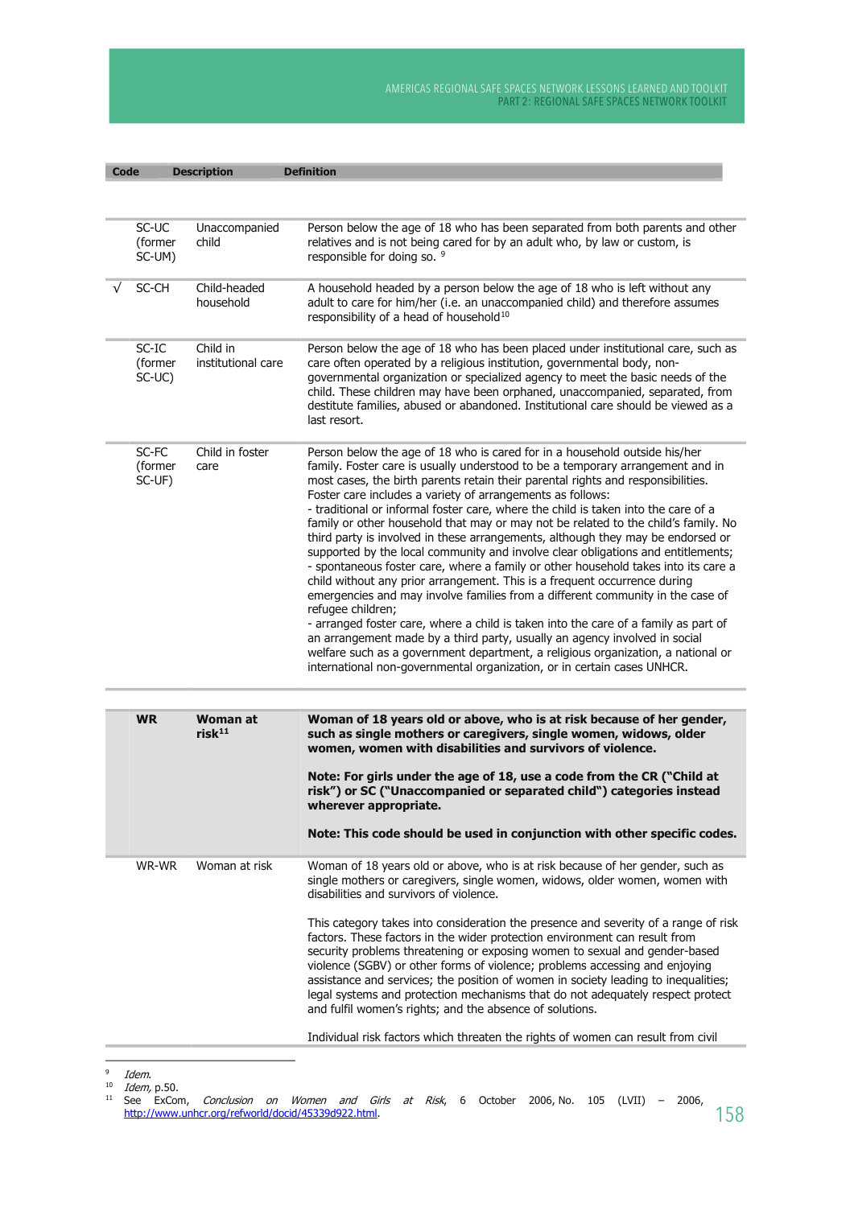| | Code | Description | Definition |
|---|---|---|---|
| | SC-UC (former SC-UM) | Unaccompanied child | Person below the age of 18 who has been separated from both parents and other relatives and is not being cared for by an adult who, by law or custom, is responsible for doing so. [9] |
| √ | SC-CH | Child-headed household | A household headed by a person below the age of 18 who is left without any adult to care for him/her (i.e. an unaccompanied child) and therefore assumes responsibility of a head of household[10] |
| | SC-IC (former SC-UC) | Child in institutional care | Person below the age of 18 who has been placed under institutional care, such as care often operated by a religious institution, governmental body, non-governmental organization or specialized agency to meet the basic needs of the child. These children may have been orphaned, unaccompanied, separated, from destitute families, abused or abandoned. Institutional care should be viewed as a last resort. |
| | SC-FC (former SC-UF) | Child in foster care | Person below the age of 18 who is cared for in a household outside his/her family. Foster care is usually understood to be a temporary arrangement and in most cases, the birth parents retain their parental rights and responsibilities. Foster care includes a variety of arrangements as follows:<br>- traditional or informal foster care, where the child is taken into the care of a family or other household that may or may not be related to the child's family. No third party is involved in these arrangements, although they may be endorsed or supported by the local community and involve clear obligations and entitlements;<br>- spontaneous foster care, where a family or other household takes into its care a child without any prior arrangement. This is a frequent occurrence during emergencies and may involve families from a different community in the case of refugee children;<br>- arranged foster care, where a child is taken into the care of a family as part of an arrangement made by a third party, usually an agency involved in social welfare such as a government department, a religious organization, a national or international non-governmental organization, or in certain cases UNHCR. |
| | **WR** | **Woman at risk[11]** | **Woman of 18 years old or above, who is at risk because of her gender, such as single mothers or caregivers, single women, widows, older women, women with disabilities and survivors of violence.**<br><br>**Note: For girls under the age of 18, use a code from the CR ("Child at risk") or SC ("Unaccompanied or separated child") categories instead wherever appropriate.**<br><br>**Note: This code should be used in conjunction with other specific codes.** |
| | WR-WR | Woman at risk | Woman of 18 years old or above, who is at risk because of her gender, such as single mothers or caregivers, single women, widows, older women, women with disabilities and survivors of violence.<br><br>This category takes into consideration the presence and severity of a range of risk factors. These factors in the wider protection environment can result from security problems threatening or exposing women to sexual and gender-based violence (SGBV) or other forms of violence; problems accessing and enjoying assistance and services; the position of women in society leading to inequalities; legal systems and protection mechanisms that do not adequately respect protect and fulfil women's rights; and the absence of solutions.<br><br>Individual risk factors which threaten the rights of women can result from civil |

---

[9] *Idem.*

[10] *Idem,* p.50.

[11] See ExCom, *Conclusion on Women and Girls at Risk,* 6 October 2006, No. 105 (LVII) – 2006, http://www.unhcr.org/refworld/docid/45339d922.html.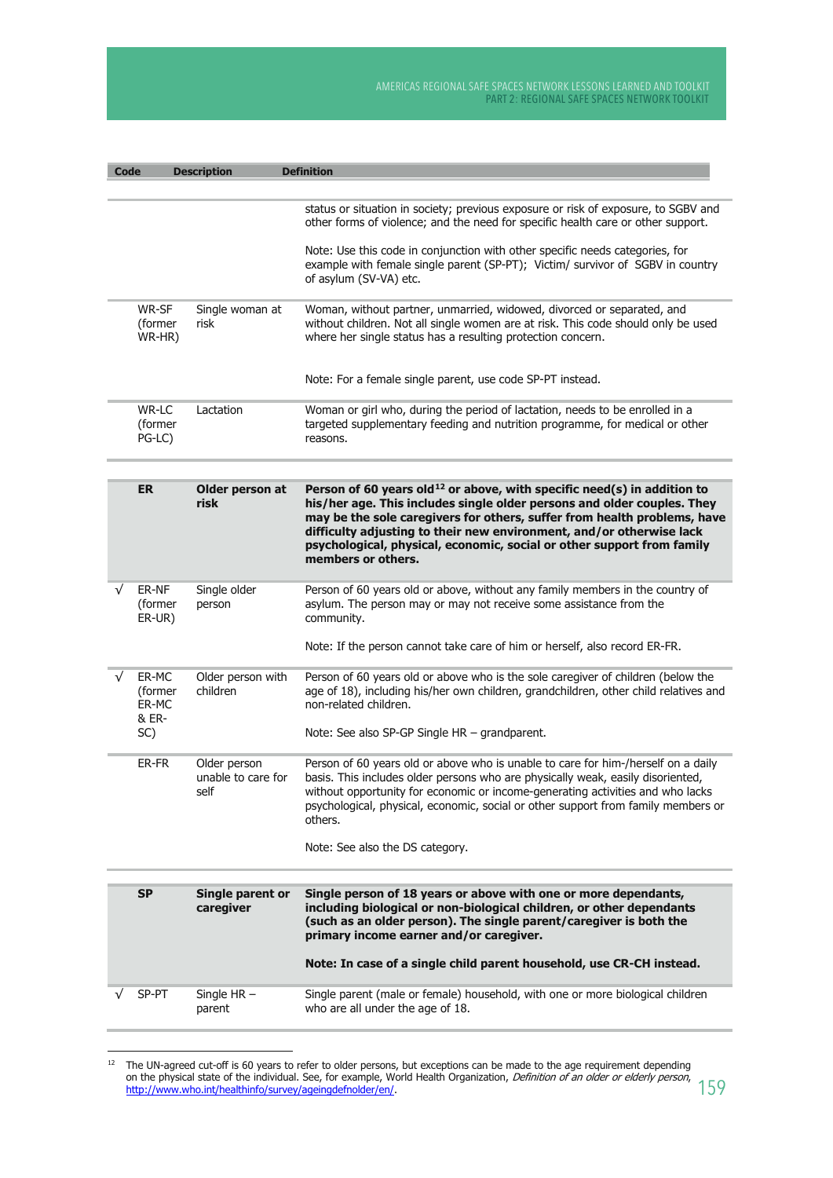| | Code | Description | Definition |
|---|---|---|---|
| | | | status or situation in society; previous exposure or risk of exposure, to SGBV and other forms of violence; and the need for specific health care or other support.<br><br>Note: Use this code in conjunction with other specific needs categories, for example with female single parent (SP-PT); Victim/ survivor of SGBV in country of asylum (SV-VA) etc. |
| | WR-SF (former WR-HR) | Single woman at risk | Woman, without partner, unmarried, widowed, divorced or separated, and without children. Not all single women are at risk. This code should only be used where her single status has a resulting protection concern.<br><br>Note: For a female single parent, use code SP-PT instead. |
| | WR-LC (former PG-LC) | Lactation | Woman or girl who, during the period of lactation, needs to be enrolled in a targeted supplementary feeding and nutrition programme, for medical or other reasons. |
| | **ER** | **Older person at risk** | **Person of 60 years old[12] or above, with specific need(s) in addition to his/her age. This includes single older persons and older couples. They may be the sole caregivers for others, suffer from health problems, have difficulty adjusting to their new environment, and/or otherwise lack psychological, physical, economic, social or other support from family members or others.** |
| √ | ER-NF (former ER-UR) | Single older person | Person of 60 years old or above, without any family members in the country of asylum. The person may or may not receive some assistance from the community.<br><br>Note: If the person cannot take care of him or herself, also record ER-FR. |
| √ | ER-MC (former ER-MC & ER-SC) | Older person with children | Person of 60 years old or above who is the sole caregiver of children (below the age of 18), including his/her own children, grandchildren, other child relatives and non-related children.<br><br>Note: See also SP-GP Single HR – grandparent. |
| | ER-FR | Older person unable to care for self | Person of 60 years old or above who is unable to care for him-/herself on a daily basis. This includes older persons who are physically weak, easily disoriented, without opportunity for economic or income-generating activities and who lacks psychological, physical, economic, social or other support from family members or others.<br><br>Note: See also the DS category. |
| | **SP** | **Single parent or caregiver** | **Single person of 18 years or above with one or more dependants, including biological or non-biological children, or other dependants (such as an older person). The single parent/caregiver is both the primary income earner and/or caregiver.**<br><br>**Note: In case of a single child parent household, use CR-CH instead.** |
| √ | SP-PT | Single HR – parent | Single parent (male or female) household, with one or more biological children who are all under the age of 18. |

[12] The UN-agreed cut-off is 60 years to refer to older persons, but exceptions can be made to the age requirement depending on the physical state of the individual. See, for example, World Health Organization, *Definition of an older or elderly person*, http://www.who.int/healthinfo/survey/ageingdefnolder/en/.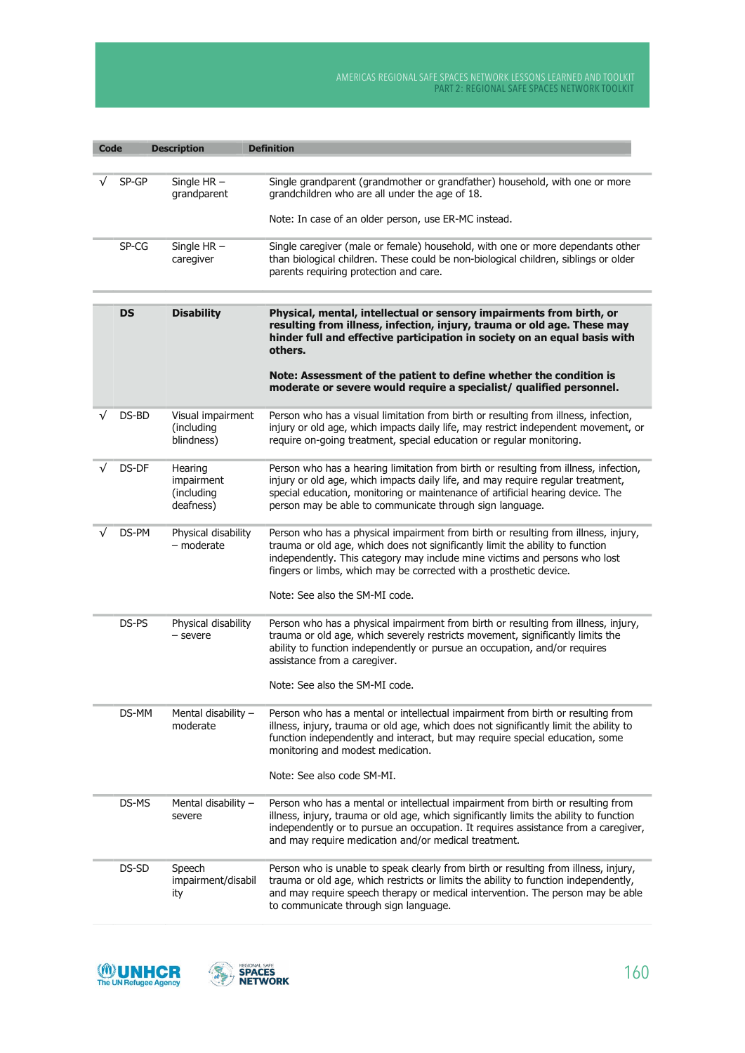| | Code | Description | Definition |
|---|---|---|---|
| √ | SP-GP | Single HR – grandparent | Single grandparent (grandmother or grandfather) household, with one or more grandchildren who are all under the age of 18.<br><br>Note: In case of an older person, use ER-MC instead. |
| | SP-CG | Single HR – caregiver | Single caregiver (male or female) household, with one or more dependants other than biological children. These could be non-biological children, siblings or older parents requiring protection and care. |
| | **DS** | **Disability** | **Physical, mental, intellectual or sensory impairments from birth, or resulting from illness, infection, injury, trauma or old age. These may hinder full and effective participation in society on an equal basis with others.**<br><br>**Note: Assessment of the patient to define whether the condition is moderate or severe would require a specialist/ qualified personnel.** |
| √ | DS-BD | Visual impairment (including blindness) | Person who has a visual limitation from birth or resulting from illness, infection, injury or old age, which impacts daily life, may restrict independent movement, or require on-going treatment, special education or regular monitoring. |
| √ | DS-DF | Hearing impairment (including deafness) | Person who has a hearing limitation from birth or resulting from illness, infection, injury or old age, which impacts daily life, and may require regular treatment, special education, monitoring or maintenance of artificial hearing device. The person may be able to communicate through sign language. |
| √ | DS-PM | Physical disability – moderate | Person who has a physical impairment from birth or resulting from illness, injury, trauma or old age, which does not significantly limit the ability to function independently. This category may include mine victims and persons who lost fingers or limbs, which may be corrected with a prosthetic device.<br><br>Note: See also the SM-MI code. |
| | DS-PS | Physical disability – severe | Person who has a physical impairment from birth or resulting from illness, injury, trauma or old age, which severely restricts movement, significantly limits the ability to function independently or pursue an occupation, and/or requires assistance from a caregiver.<br><br>Note: See also the SM-MI code. |
| | DS-MM | Mental disability – moderate | Person who has a mental or intellectual impairment from birth or resulting from illness, injury, trauma or old age, which does not significantly limit the ability to function independently and interact, but may require special education, some monitoring and modest medication.<br><br>Note: See also code SM-MI. |
| | DS-MS | Mental disability – severe | Person who has a mental or intellectual impairment from birth or resulting from illness, injury, trauma or old age, which significantly limits the ability to function independently or to pursue an occupation. It requires assistance from a caregiver, and may require medication and/or medical treatment. |
| | DS-SD | Speech impairment/disability | Person who is unable to speak clearly from birth or resulting from illness, injury, trauma or old age, which restricts or limits the ability to function independently, and may require speech therapy or medical intervention. The person may be able to communicate through sign language. |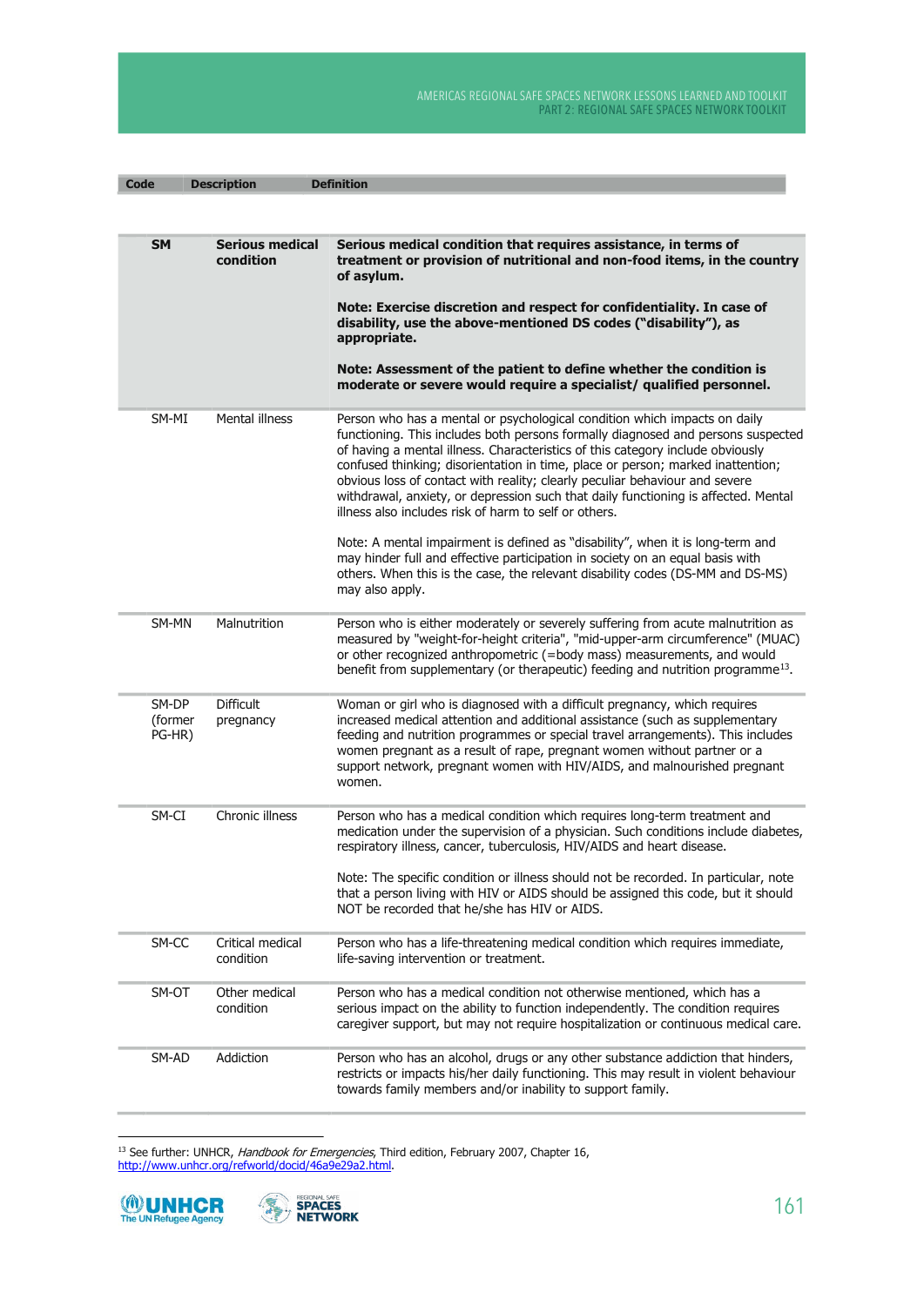| Code | Description | Definition |
|---|---|---|
| **SM** | **Serious medical condition** | **Serious medical condition that requires assistance, in terms of treatment or provision of nutritional and non-food items, in the country of asylum.**<br><br>**Note: Exercise discretion and respect for confidentiality. In case of disability, use the above-mentioned DS codes ("disability"), as appropriate.**<br><br>**Note: Assessment of the patient to define whether the condition is moderate or severe would require a specialist/ qualified personnel.** |
| SM-MI | Mental illness | Person who has a mental or psychological condition which impacts on daily functioning. This includes both persons formally diagnosed and persons suspected of having a mental illness. Characteristics of this category include obviously confused thinking; disorientation in time, place or person; marked inattention; obvious loss of contact with reality; clearly peculiar behaviour and severe withdrawal, anxiety, or depression such that daily functioning is affected. Mental illness also includes risk of harm to self or others.<br><br>Note: A mental impairment is defined as "disability", when it is long-term and may hinder full and effective participation in society on an equal basis with others. When this is the case, the relevant disability codes (DS-MM and DS-MS) may also apply. |
| SM-MN | Malnutrition | Person who is either moderately or severely suffering from acute malnutrition as measured by "weight-for-height criteria", "mid-upper-arm circumference" (MUAC) or other recognized anthropometric (=body mass) measurements, and would benefit from supplementary (or therapeutic) feeding and nutrition programme[13]. |
| SM-DP (former PG-HR) | Difficult pregnancy | Woman or girl who is diagnosed with a difficult pregnancy, which requires increased medical attention and additional assistance (such as supplementary feeding and nutrition programmes or special travel arrangements). This includes women pregnant as a result of rape, pregnant women without partner or a support network, pregnant women with HIV/AIDS, and malnourished pregnant women. |
| SM-CI | Chronic illness | Person who has a medical condition which requires long-term treatment and medication under the supervision of a physician. Such conditions include diabetes, respiratory illness, cancer, tuberculosis, HIV/AIDS and heart disease.<br><br>Note: The specific condition or illness should not be recorded. In particular, note that a person living with HIV or AIDS should be assigned this code, but it should NOT be recorded that he/she has HIV or AIDS. |
| SM-CC | Critical medical condition | Person who has a life-threatening medical condition which requires immediate, life-saving intervention or treatment. |
| SM-OT | Other medical condition | Person who has a medical condition not otherwise mentioned, which has a serious impact on the ability to function independently. The condition requires caregiver support, but may not require hospitalization or continuous medical care. |
| SM-AD | Addiction | Person who has an alcohol, drugs or any other substance addiction that hinders, restricts or impacts his/her daily functioning. This may result in violent behaviour towards family members and/or inability to support family. |

[13] See further: UNHCR, *Handbook for Emergencies*, Third edition, February 2007, Chapter 16, http://www.unhcr.org/refworld/docid/46a9e29a2.html.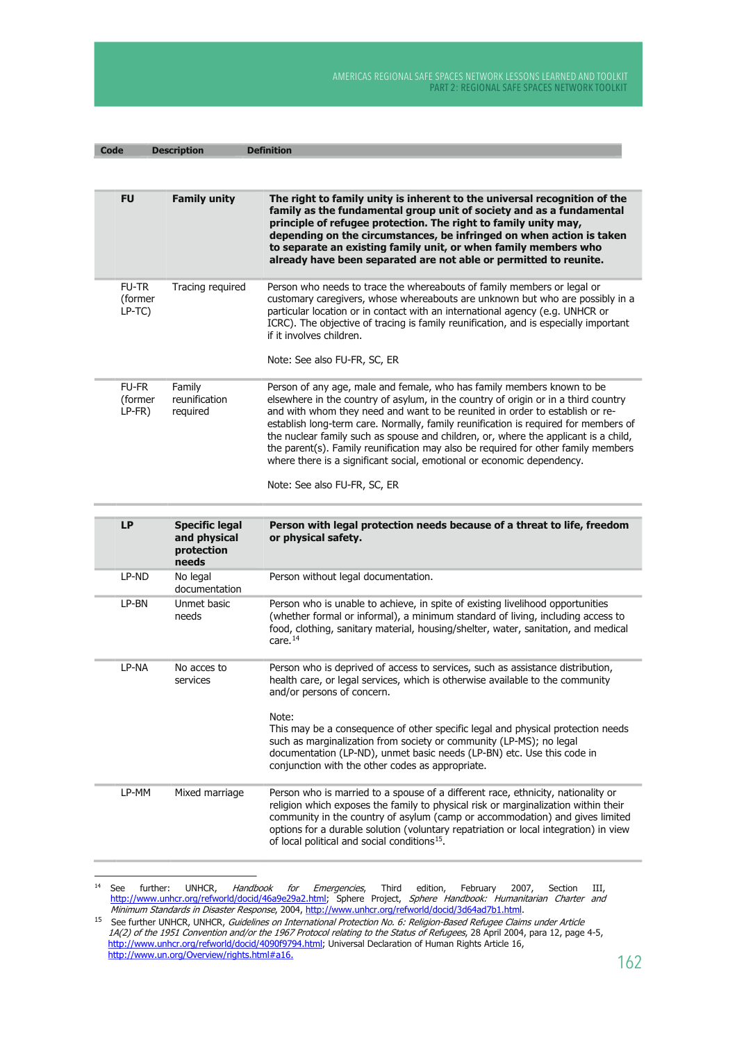| Code | Description | Definition |
| --- | --- | --- |
| **FU** | **Family unity** | **The right to family unity is inherent to the universal recognition of the family as the fundamental group unit of society and as a fundamental principle of refugee protection. The right to family unity may, depending on the circumstances, be infringed on when action is taken to separate an existing family unit, or when family members who already have been separated are not able or permitted to reunite.** |
| FU-TR (former LP-TC) | Tracing required | Person who needs to trace the whereabouts of family members or legal or customary caregivers, whose whereabouts are unknown but who are possibly in a particular location or in contact with an international agency (e.g. UNHCR or ICRC). The objective of tracing is family reunification, and is especially important if it involves children.<br><br>Note: See also FU-FR, SC, ER |
| FU-FR (former LP-FR) | Family reunification required | Person of any age, male and female, who has family members known to be elsewhere in the country of asylum, in the country of origin or in a third country and with whom they need and want to be reunited in order to establish or re-establish long-term care. Normally, family reunification is required for members of the nuclear family such as spouse and children, or, where the applicant is a child, the parent(s). Family reunification may also be required for other family members where there is a significant social, emotional or economic dependency.<br><br>Note: See also FU-FR, SC, ER |
| **LP** | **Specific legal and physical protection needs** | **Person with legal protection needs because of a threat to life, freedom or physical safety.** |
| LP-ND | No legal documentation | Person without legal documentation. |
| LP-BN | Unmet basic needs | Person who is unable to achieve, in spite of existing livelihood opportunities (whether formal or informal), a minimum standard of living, including access to food, clothing, sanitary material, housing/shelter, water, sanitation, and medical care.[14] |
| LP-NA | No acces to services | Person who is deprived of access to services, such as assistance distribution, health care, or legal services, which is otherwise available to the community and/or persons of concern.<br><br>Note:<br>This may be a consequence of other specific legal and physical protection needs such as marginalization from society or community (LP-MS); no legal documentation (LP-ND), unmet basic needs (LP-BN) etc. Use this code in conjunction with the other codes as appropriate. |
| LP-MM | Mixed marriage | Person who is married to a spouse of a different race, ethnicity, nationality or religion which exposes the family to physical risk or marginalization within their community in the country of asylum (camp or accommodation) and gives limited options for a durable solution (voluntary repatriation or local integration) in view of local political and social conditions[15]. |

---

[14] See further: UNHCR, *Handbook for Emergencies*, Third edition, February 2007, Section III, http://www.unhcr.org/refworld/docid/46a9e29a2.html; Sphere Project, *Sphere Handbook: Humanitarian Charter and Minimum Standards in Disaster Response*, 2004, http://www.unhcr.org/refworld/docid/3d64ad7b1.html.

[15] See further UNHCR, UNHCR, *Guidelines on International Protection No. 6: Religion-Based Refugee Claims under Article 1A(2) of the 1951 Convention and/or the 1967 Protocol relating to the Status of Refugees*, 28 April 2004, para 12, page 4-5, http://www.unhcr.org/refworld/docid/4090f9794.html; Universal Declaration of Human Rights Article 16, http://www.un.org/Overview/rights.html#a16.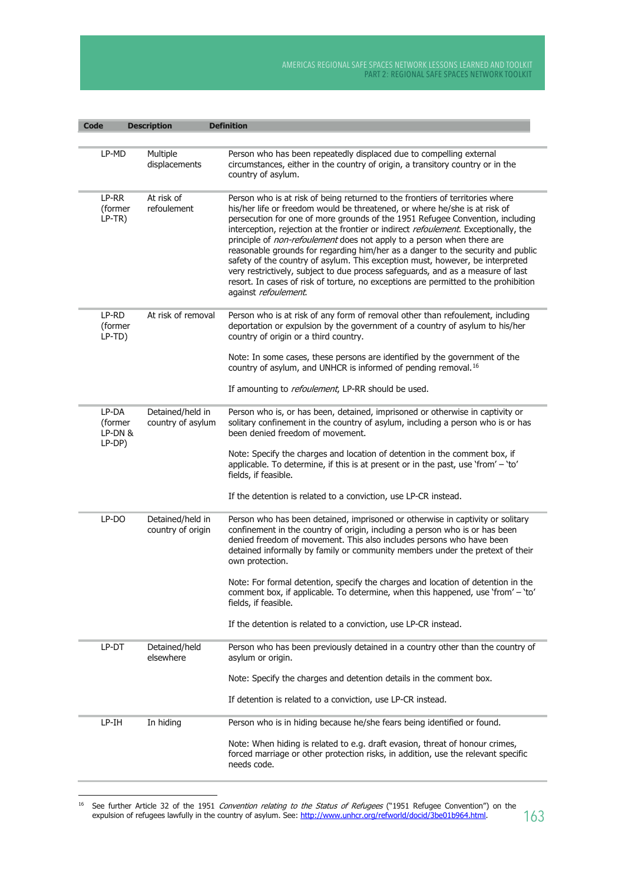| Code | Description | Definition |
|---|---|---|
| LP-MD | Multiple displacements | Person who has been repeatedly displaced due to compelling external circumstances, either in the country of origin, a transitory country or in the country of asylum. |
| LP-RR (former LP-TR) | At risk of refoulement | Person who is at risk of being returned to the frontiers of territories where his/her life or freedom would be threatened, or where he/she is at risk of persecution for one of more grounds of the 1951 Refugee Convention, including interception, rejection at the frontier or indirect *refoulement*. Exceptionally, the principle of *non-refoulement* does not apply to a person when there are reasonable grounds for regarding him/her as a danger to the security and public safety of the country of asylum. This exception must, however, be interpreted very restrictively, subject to due process safeguards, and as a measure of last resort. In cases of risk of torture, no exceptions are permitted to the prohibition against *refoulement*. |
| LP-RD (former LP-TD) | At risk of removal | Person who is at risk of any form of removal other than refoulement, including deportation or expulsion by the government of a country of asylum to his/her country of origin or a third country.<br><br>Note: In some cases, these persons are identified by the government of the country of asylum, and UNHCR is informed of pending removal.[16]<br><br>If amounting to *refoulement*, LP-RR should be used. |
| LP-DA (former LP-DN & LP-DP) | Detained/held in country of asylum | Person who is, or has been, detained, imprisoned or otherwise in captivity or solitary confinement in the country of asylum, including a person who is or has been denied freedom of movement.<br><br>Note: Specify the charges and location of detention in the comment box, if applicable. To determine, if this is at present or in the past, use 'from' – 'to' fields, if feasible.<br><br>If the detention is related to a conviction, use LP-CR instead. |
| LP-DO | Detained/held in country of origin | Person who has been detained, imprisoned or otherwise in captivity or solitary confinement in the country of origin, including a person who is or has been denied freedom of movement. This also includes persons who have been detained informally by family or community members under the pretext of their own protection.<br><br>Note: For formal detention, specify the charges and location of detention in the comment box, if applicable. To determine, when this happened, use 'from' – 'to' fields, if feasible.<br><br>If the detention is related to a conviction, use LP-CR instead. |
| LP-DT | Detained/held elsewhere | Person who has been previously detained in a country other than the country of asylum or origin.<br><br>Note: Specify the charges and detention details in the comment box.<br><br>If detention is related to a conviction, use LP-CR instead. |
| LP-IH | In hiding | Person who is in hiding because he/she fears being identified or found.<br><br>Note: When hiding is related to e.g. draft evasion, threat of honour crimes, forced marriage or other protection risks, in addition, use the relevant specific needs code. |

[16] See further Article 32 of the 1951 *Convention relating to the Status of Refugees* ("1951 Refugee Convention") on the expulsion of refugees lawfully in the country of asylum. See: http://www.unhcr.org/refworld/docid/3be01b964.html.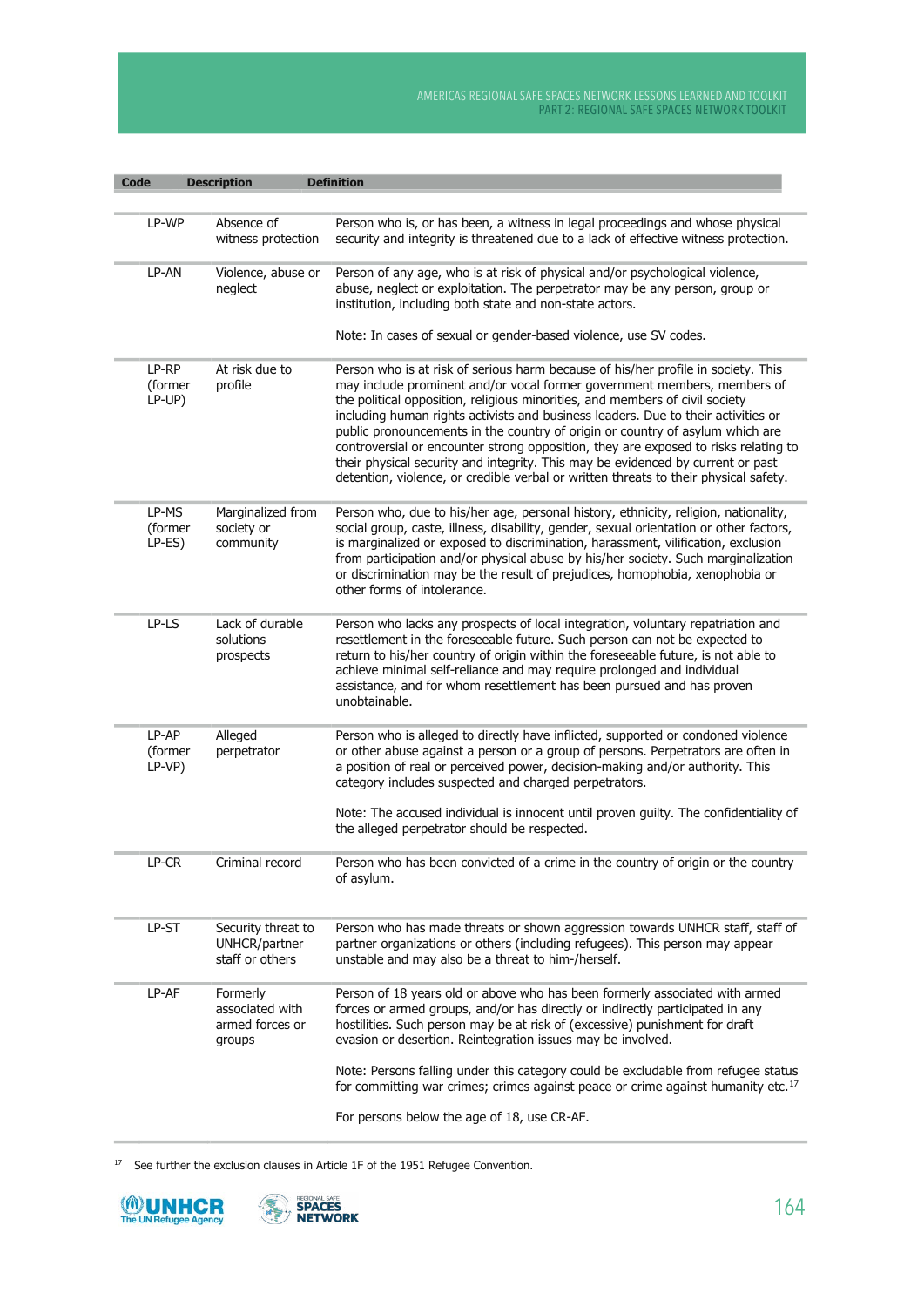| Code | Description | Definition |
|---|---|---|
| LP-WP | Absence of witness protection | Person who is, or has been, a witness in legal proceedings and whose physical security and integrity is threatened due to a lack of effective witness protection. |
| LP-AN | Violence, abuse or neglect | Person of any age, who is at risk of physical and/or psychological violence, abuse, neglect or exploitation. The perpetrator may be any person, group or institution, including both state and non-state actors.<br><br>Note: In cases of sexual or gender-based violence, use SV codes. |
| LP-RP (former LP-UP) | At risk due to profile | Person who is at risk of serious harm because of his/her profile in society. This may include prominent and/or vocal former government members, members of the political opposition, religious minorities, and members of civil society including human rights activists and business leaders. Due to their activities or public pronouncements in the country of origin or country of asylum which are controversial or encounter strong opposition, they are exposed to risks relating to their physical security and integrity. This may be evidenced by current or past detention, violence, or credible verbal or written threats to their physical safety. |
| LP-MS (former LP-ES) | Marginalized from society or community | Person who, due to his/her age, personal history, ethnicity, religion, nationality, social group, caste, illness, disability, gender, sexual orientation or other factors, is marginalized or exposed to discrimination, harassment, vilification, exclusion from participation and/or physical abuse by his/her society. Such marginalization or discrimination may be the result of prejudices, homophobia, xenophobia or other forms of intolerance. |
| LP-LS | Lack of durable solutions prospects | Person who lacks any prospects of local integration, voluntary repatriation and resettlement in the foreseeable future. Such person can not be expected to return to his/her country of origin within the foreseeable future, is not able to achieve minimal self-reliance and may require prolonged and individual assistance, and for whom resettlement has been pursued and has proven unobtainable. |
| LP-AP (former LP-VP) | Alleged perpetrator | Person who is alleged to directly have inflicted, supported or condoned violence or other abuse against a person or a group of persons. Perpetrators are often in a position of real or perceived power, decision-making and/or authority. This category includes suspected and charged perpetrators.<br><br>Note: The accused individual is innocent until proven guilty. The confidentiality of the alleged perpetrator should be respected. |
| LP-CR | Criminal record | Person who has been convicted of a crime in the country of origin or the country of asylum. |
| LP-ST | Security threat to UNHCR/partner staff or others | Person who has made threats or shown aggression towards UNHCR staff, staff of partner organizations or others (including refugees). This person may appear unstable and may also be a threat to him-/herself. |
| LP-AF | Formerly associated with armed forces or groups | Person of 18 years old or above who has been formerly associated with armed forces or armed groups, and/or has directly or indirectly participated in any hostilities. Such person may be at risk of (excessive) punishment for draft evasion or desertion. Reintegration issues may be involved.<br><br>Note: Persons falling under this category could be excludable from refugee status for committing war crimes; crimes against peace or crime against humanity etc.[17]<br><br>For persons below the age of 18, use CR-AF. |

[17] See further the exclusion clauses in Article 1F of the 1951 Refugee Convention.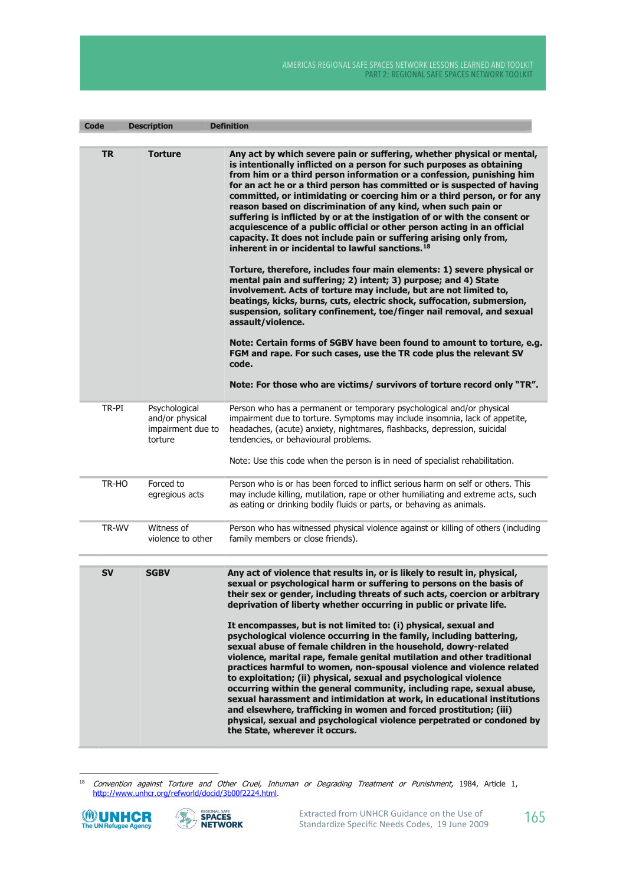| Code | Description | Definition |
|---|---|---|
| **TR** | **Torture** | **Any act by which severe pain or suffering, whether physical or mental, is intentionally inflicted on a person for such purposes as obtaining from him or a third person information or a confession, punishing him for an act he or a third person has committed or is suspected of having committed, or intimidating or coercing him or a third person, or for any reason based on discrimination of any kind, when such pain or suffering is inflicted by or at the instigation of or with the consent or acquiescence of a public official or other person acting in an official capacity. It does not include pain or suffering arising only from, inherent in or incidental to lawful sanctions.**[18]<br><br>**Torture, therefore, includes four main elements: 1) severe physical or mental pain and suffering; 2) intent; 3) purpose; and 4) State involvement. Acts of torture may include, but are not limited to, beatings, kicks, burns, cuts, electric shock, suffocation, submersion, suspension, solitary confinement, toe/finger nail removal, and sexual assault/violence.**<br><br>**Note: Certain forms of SGBV have been found to amount to torture, e.g. FGM and rape. For such cases, use the TR code plus the relevant SV code.**<br><br>**Note: For those who are victims/ survivors of torture record only "TR".** |
| TR-PI | Psychological and/or physical impairment due to torture | Person who has a permanent or temporary psychological and/or physical impairment due to torture. Symptoms may include insomnia, lack of appetite, headaches, (acute) anxiety, nightmares, flashbacks, depression, suicidal tendencies, or behavioural problems.<br><br>Note: Use this code when the person is in need of specialist rehabilitation. |
| TR-HO | Forced to egregious acts | Person who is or has been forced to inflict serious harm on self or others. This may include killing, mutilation, rape or other humiliating and extreme acts, such as eating or drinking bodily fluids or parts, or behaving as animals. |
| TR-WV | Witness of violence to other | Person who has witnessed physical violence against or killing of others (including family members or close friends). |
| **SV** | **SGBV** | **Any act of violence that results in, or is likely to result in, physical, sexual or psychological harm or suffering to persons on the basis of their sex or gender, including threats of such acts, coercion or arbitrary deprivation of liberty whether occurring in public or private life.**<br><br>**It encompasses, but is not limited to: (i) physical, sexual and psychological violence occurring in the family, including battering, sexual abuse of female children in the household, dowry-related violence, marital rape, female genital mutilation and other traditional practices harmful to women, non-spousal violence and violence related to exploitation; (ii) physical, sexual and psychological violence occurring within the general community, including rape, sexual abuse, sexual harassment and intimidation at work, in educational institutions and elsewhere, trafficking in women and forced prostitution; (iii) physical, sexual and psychological violence perpetrated or condoned by the State, wherever it occurs.** |

[18] *Convention against Torture and Other Cruel, Inhuman or Degrading Treatment or Punishment*, 1984, Article 1, http://www.unhcr.org/refworld/docid/3b00f2224.html.

Extracted from UNHCR Guidance on the Use of Standardize Specific Needs Codes, 19 June 2009